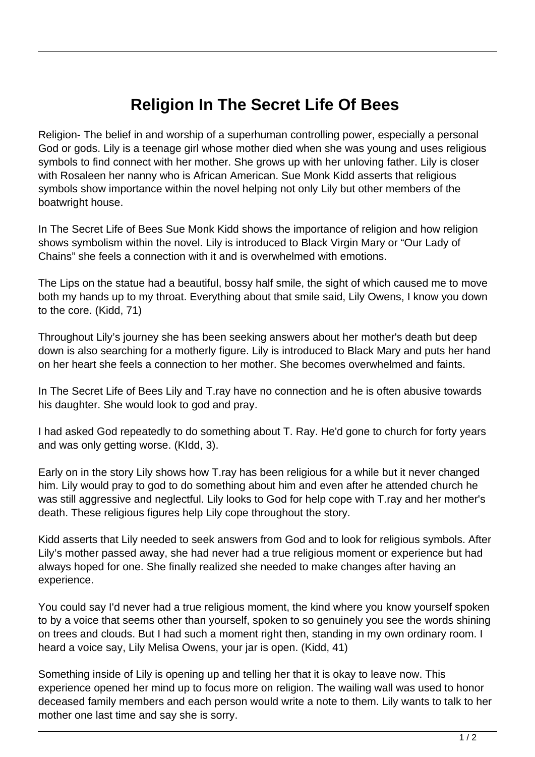# Religion In The Secret Life Of Bees

Religion- The belief in and worship of a superhuman controlling power, especially a personal God or gods. Lily is a teenage girl whose mother died when she was young and uses religious symbols to find connect with her mother. She grows up with her unloving father. Lily is closer with Rosaleen her nanny who is African American. Sue Monk Kidd asserts that religious symbols show importance within the novel helping not only Lily but other members of the boatwright house.

In The Secret Life of Bees Sue Monk Kidd shows the importance of religion and how religion shows symbolism within the novel. Lily is introduced to Black Virgin Mary or "Our Lady of Chains" she feels a connection with it and is overwhelmed with emotions.

The Lips on the statue had a beautiful, bossy half smile, the sight of which caused me to move both my hands up to my throat. Everything about that smile said, Lily Owens, I know you down to the core. (Kidd, 71)

Throughout Lily's journey she has been seeking answers about her mother's death but deep down is also searching for a motherly figure. Lily is introduced to Black Mary and puts her hand on her heart she feels a connection to her mother. She becomes overwhelmed and faints.

In The Secret Life of Bees Lily and T.ray have no connection and he is often abusive towards his daughter. She would look to god and pray.

I had asked God repeatedly to do something about T. Ray. He'd gone to church for forty years and was only getting worse. (KIdd, 3).

Early on in the story Lily shows how T.ray has been religious for a while but it never changed him. Lily would pray to god to do something about him and even after he attended church he was still aggressive and neglectful. Lily looks to God for help cope with T.ray and her mother's death. These religious figures help Lily cope throughout the story.

Kidd asserts that Lily needed to seek answers from God and to look for religious symbols. After Lily's mother passed away, she had never had a true religious moment or experience but had always hoped for one. She finally realized she needed to make changes after having an experience.

You could say I'd never had a true religious moment, the kind where you know yourself spoken to by a voice that seems other than yourself, spoken to so genuinely you see the words shining on trees and clouds. But I had such a moment right then, standing in my own ordinary room. I heard a voice say, Lily Melisa Owens, your jar is open. (Kidd, 41)

Something inside of Lily is opening up and telling her that it is okay to leave now. This experience opened her mind up to focus more on religion. The wailing wall was used to honor deceased family members and each person would write a note to them. Lily wants to talk to her mother one last time and say she is sorry.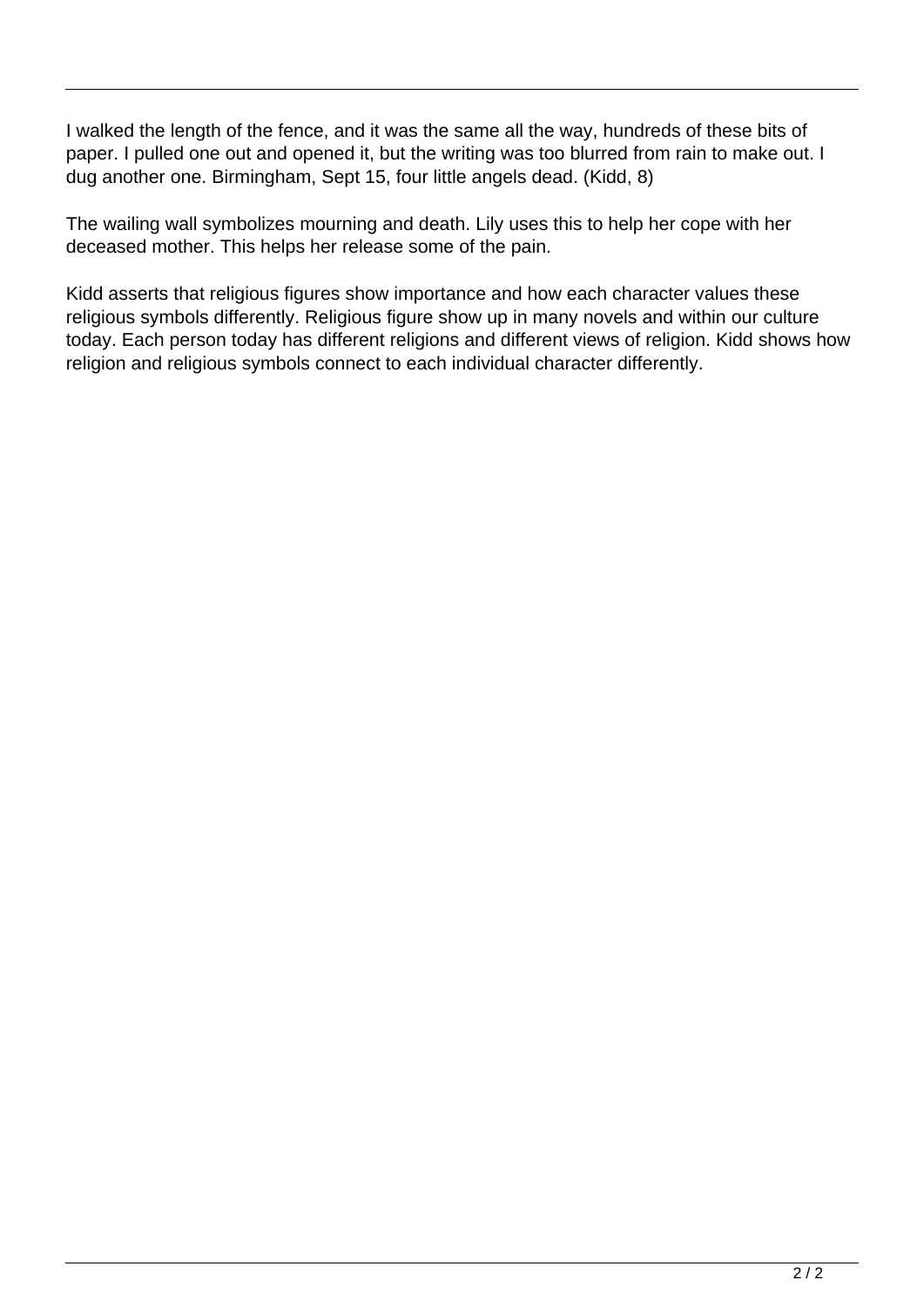I walked the length of the fence, and it was the same all the way, hundreds of these bits of paper. I pulled one out and opened it, but the writing was too blurred from rain to make out. I dug another one. Birmingham, Sept 15, four little angels dead. (Kidd, 8)

The wailing wall symbolizes mourning and death. Lily uses this to help her cope with her deceased mother. This helps her release some of the pain.

Kidd asserts that religious figures show importance and how each character values these religious symbols differently. Religious figure show up in many novels and within our culture today. Each person today has different religions and different views of religion. Kidd shows how religion and religious symbols connect to each individual character differently.